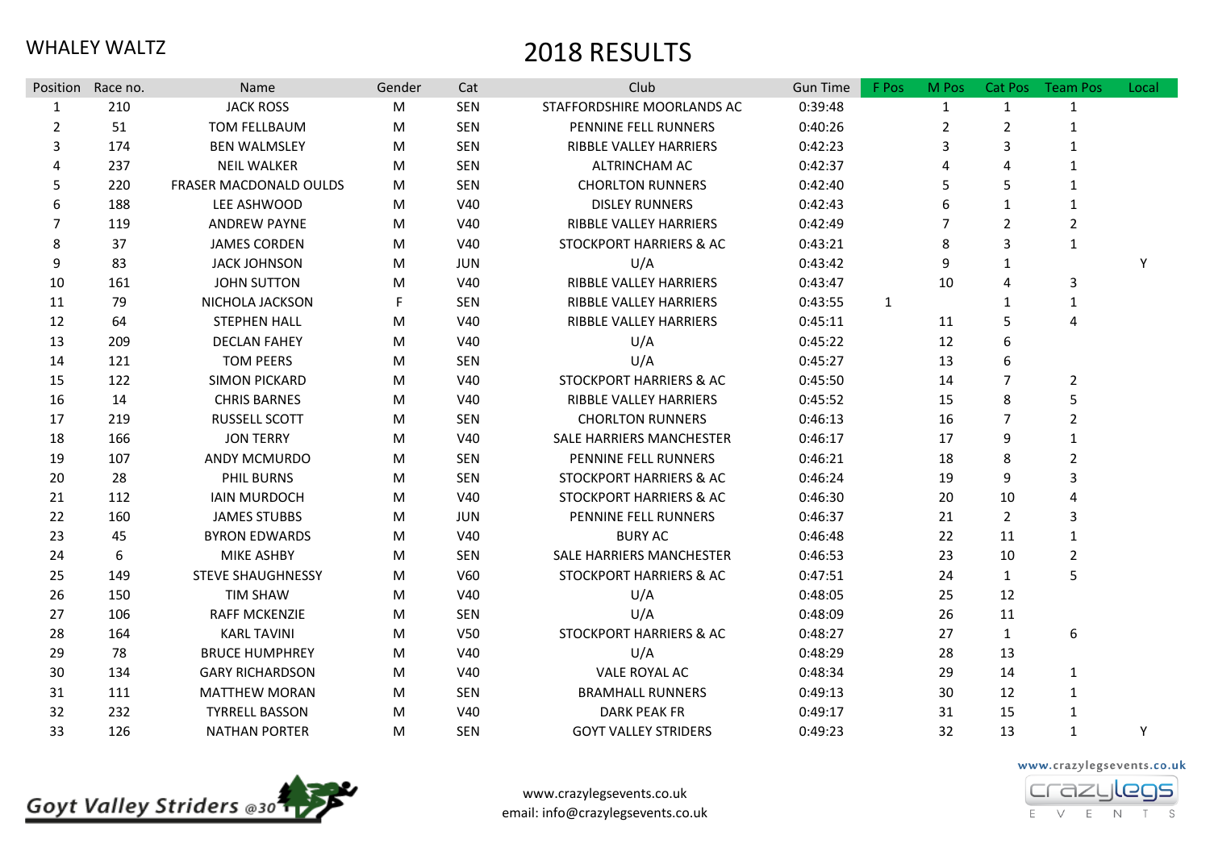WHALEY WALTZ

# 2018 RESULTS

| Position | Race no. | Name | Gender | Cat | Club | Gun Time | F Pos | M Pos | Cat Pos | Team Pos | Local |
|---|---|---|---|---|---|---|---|---|---|---|---|
| 1 | 210 | JACK ROSS | M | SEN | STAFFORDSHIRE MOORLANDS AC | 0:39:48 | | 1 | 1 | 1 | |
| 2 | 51 | TOM FELLBAUM | M | SEN | PENNINE FELL RUNNERS | 0:40:26 | | 2 | 2 | 1 | |
| 3 | 174 | BEN WALMSLEY | M | SEN | RIBBLE VALLEY HARRIERS | 0:42:23 | | 3 | 3 | 1 | |
| 4 | 237 | NEIL WALKER | M | SEN | ALTRINCHAM AC | 0:42:37 | | 4 | 4 | 1 | |
| 5 | 220 | FRASER MACDONALD OULDS | M | SEN | CHORLTON RUNNERS | 0:42:40 | | 5 | 5 | 1 | |
| 6 | 188 | LEE ASHWOOD | M | V40 | DISLEY RUNNERS | 0:42:43 | | 6 | 1 | 1 | |
| 7 | 119 | ANDREW PAYNE | M | V40 | RIBBLE VALLEY HARRIERS | 0:42:49 | | 7 | 2 | 2 | |
| 8 | 37 | JAMES CORDEN | M | V40 | STOCKPORT HARRIERS & AC | 0:43:21 | | 8 | 3 | 1 | |
| 9 | 83 | JACK JOHNSON | M | JUN | U/A | 0:43:42 | | 9 | 1 | | Y |
| 10 | 161 | JOHN SUTTON | M | V40 | RIBBLE VALLEY HARRIERS | 0:43:47 | | 10 | 4 | 3 | |
| 11 | 79 | NICHOLA JACKSON | F | SEN | RIBBLE VALLEY HARRIERS | 0:43:55 | 1 | | 1 | 1 | |
| 12 | 64 | STEPHEN HALL | M | V40 | RIBBLE VALLEY HARRIERS | 0:45:11 | | 11 | 5 | 4 | |
| 13 | 209 | DECLAN FAHEY | M | V40 | U/A | 0:45:22 | | 12 | 6 | | |
| 14 | 121 | TOM PEERS | M | SEN | U/A | 0:45:27 | | 13 | 6 | | |
| 15 | 122 | SIMON PICKARD | M | V40 | STOCKPORT HARRIERS & AC | 0:45:50 | | 14 | 7 | 2 | |
| 16 | 14 | CHRIS BARNES | M | V40 | RIBBLE VALLEY HARRIERS | 0:45:52 | | 15 | 8 | 5 | |
| 17 | 219 | RUSSELL SCOTT | M | SEN | CHORLTON RUNNERS | 0:46:13 | | 16 | 7 | 2 | |
| 18 | 166 | JON TERRY | M | V40 | SALE HARRIERS MANCHESTER | 0:46:17 | | 17 | 9 | 1 | |
| 19 | 107 | ANDY MCMURDO | M | SEN | PENNINE FELL RUNNERS | 0:46:21 | | 18 | 8 | 2 | |
| 20 | 28 | PHIL BURNS | M | SEN | STOCKPORT HARRIERS & AC | 0:46:24 | | 19 | 9 | 3 | |
| 21 | 112 | IAIN MURDOCH | M | V40 | STOCKPORT HARRIERS & AC | 0:46:30 | | 20 | 10 | 4 | |
| 22 | 160 | JAMES STUBBS | M | JUN | PENNINE FELL RUNNERS | 0:46:37 | | 21 | 2 | 3 | |
| 23 | 45 | BYRON EDWARDS | M | V40 | BURY AC | 0:46:48 | | 22 | 11 | 1 | |
| 24 | 6 | MIKE ASHBY | M | SEN | SALE HARRIERS MANCHESTER | 0:46:53 | | 23 | 10 | 2 | |
| 25 | 149 | STEVE SHAUGHNESSY | M | V60 | STOCKPORT HARRIERS & AC | 0:47:51 | | 24 | 1 | 5 | |
| 26 | 150 | TIM SHAW | M | V40 | U/A | 0:48:05 | | 25 | 12 | | |
| 27 | 106 | RAFF MCKENZIE | M | SEN | U/A | 0:48:09 | | 26 | 11 | | |
| 28 | 164 | KARL TAVINI | M | V50 | STOCKPORT HARRIERS & AC | 0:48:27 | | 27 | 1 | 6 | |
| 29 | 78 | BRUCE HUMPHREY | M | V40 | U/A | 0:48:29 | | 28 | 13 | | |
| 30 | 134 | GARY RICHARDSON | M | V40 | VALE ROYAL AC | 0:48:34 | | 29 | 14 | 1 | |
| 31 | 111 | MATTHEW MORAN | M | SEN | BRAMHALL RUNNERS | 0:49:13 | | 30 | 12 | 1 | |
| 32 | 232 | TYRRELL BASSON | M | V40 | DARK PEAK FR | 0:49:17 | | 31 | 15 | 1 | |
| 33 | 126 | NATHAN PORTER | M | SEN | GOYT VALLEY STRIDERS | 0:49:23 | | 32 | 13 | 1 | Y |

Goyt Valley Striders @30

www.crazylegsevents.co.uk
email: info@crazylegsevents.co.uk

www.crazylegsevents.co.uk
crazylegs EVENTS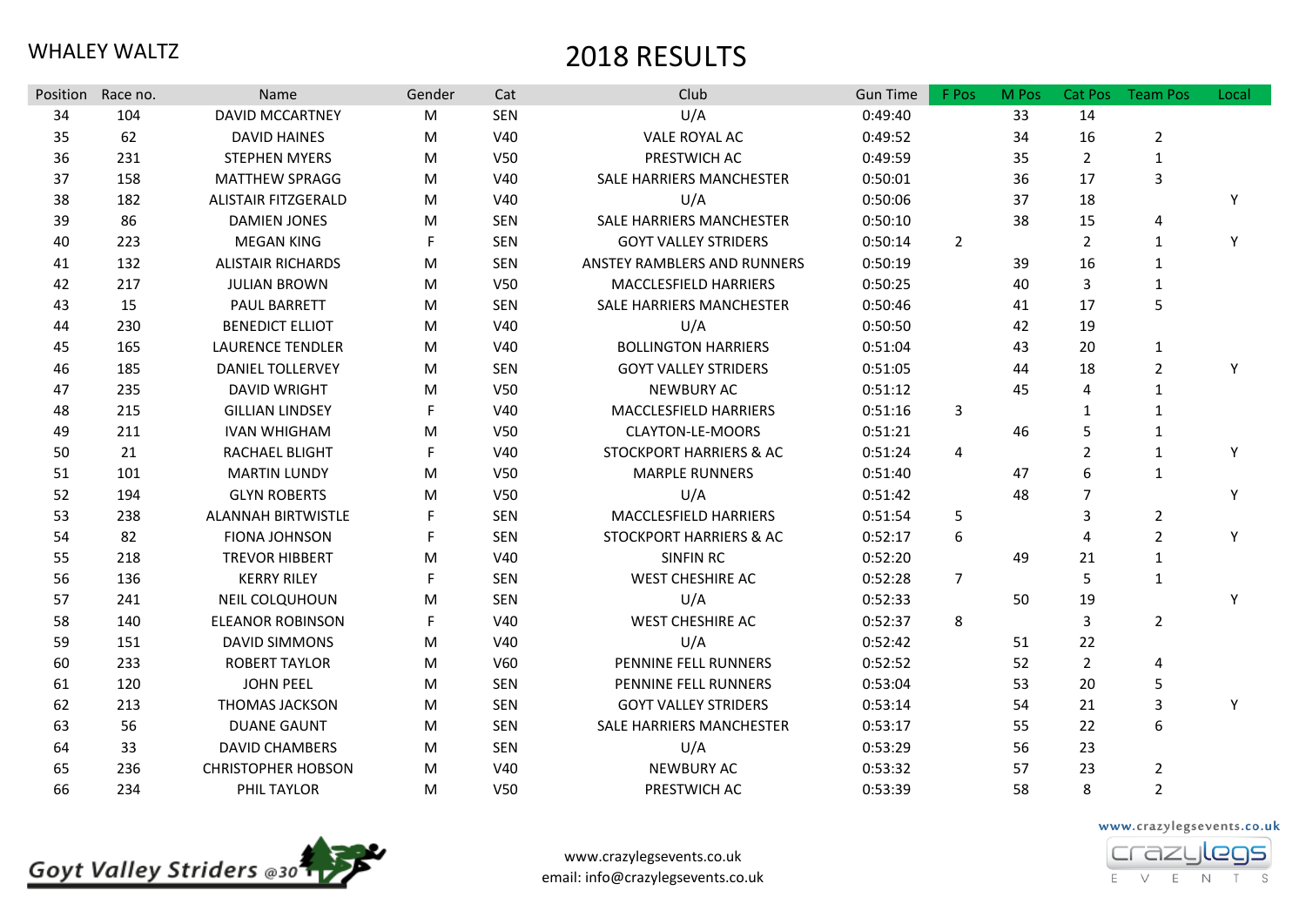WHALEY WALTZ

# 2018 RESULTS

| Position | Race no. | Name | Gender | Cat | Club | Gun Time | F Pos | M Pos | Cat Pos | Team Pos | Local |
|---|---|---|---|---|---|---|---|---|---|---|---|
| 34 | 104 | DAVID MCCARTNEY | M | SEN | U/A | 0:49:40 | | 33 | 14 | | |
| 35 | 62 | DAVID HAINES | M | V40 | VALE ROYAL AC | 0:49:52 | | 34 | 16 | 2 | |
| 36 | 231 | STEPHEN MYERS | M | V50 | PRESTWICH AC | 0:49:59 | | 35 | 2 | 1 | |
| 37 | 158 | MATTHEW SPRAGG | M | V40 | SALE HARRIERS MANCHESTER | 0:50:01 | | 36 | 17 | 3 | |
| 38 | 182 | ALISTAIR FITZGERALD | M | V40 | U/A | 0:50:06 | | 37 | 18 | | Y |
| 39 | 86 | DAMIEN JONES | M | SEN | SALE HARRIERS MANCHESTER | 0:50:10 | | 38 | 15 | 4 | |
| 40 | 223 | MEGAN KING | F | SEN | GOYT VALLEY STRIDERS | 0:50:14 | 2 | | 2 | 1 | Y |
| 41 | 132 | ALISTAIR RICHARDS | M | SEN | ANSTEY RAMBLERS AND RUNNERS | 0:50:19 | | 39 | 16 | 1 | |
| 42 | 217 | JULIAN BROWN | M | V50 | MACCLESFIELD HARRIERS | 0:50:25 | | 40 | 3 | 1 | |
| 43 | 15 | PAUL BARRETT | M | SEN | SALE HARRIERS MANCHESTER | 0:50:46 | | 41 | 17 | 5 | |
| 44 | 230 | BENEDICT ELLIOT | M | V40 | U/A | 0:50:50 | | 42 | 19 | | |
| 45 | 165 | LAURENCE TENDLER | M | V40 | BOLLINGTON HARRIERS | 0:51:04 | | 43 | 20 | 1 | |
| 46 | 185 | DANIEL TOLLERVEY | M | SEN | GOYT VALLEY STRIDERS | 0:51:05 | | 44 | 18 | 2 | Y |
| 47 | 235 | DAVID WRIGHT | M | V50 | NEWBURY AC | 0:51:12 | | 45 | 4 | 1 | |
| 48 | 215 | GILLIAN LINDSEY | F | V40 | MACCLESFIELD HARRIERS | 0:51:16 | 3 | | 1 | 1 | |
| 49 | 211 | IVAN WHIGHAM | M | V50 | CLAYTON-LE-MOORS | 0:51:21 | | 46 | 5 | 1 | |
| 50 | 21 | RACHAEL BLIGHT | F | V40 | STOCKPORT HARRIERS & AC | 0:51:24 | 4 | | 2 | 1 | Y |
| 51 | 101 | MARTIN LUNDY | M | V50 | MARPLE RUNNERS | 0:51:40 | | 47 | 6 | 1 | |
| 52 | 194 | GLYN ROBERTS | M | V50 | U/A | 0:51:42 | | 48 | 7 | | Y |
| 53 | 238 | ALANNAH BIRTWISTLE | F | SEN | MACCLESFIELD HARRIERS | 0:51:54 | 5 | | 3 | 2 | |
| 54 | 82 | FIONA JOHNSON | F | SEN | STOCKPORT HARRIERS & AC | 0:52:17 | 6 | | 4 | 2 | Y |
| 55 | 218 | TREVOR HIBBERT | M | V40 | SINFIN RC | 0:52:20 | | 49 | 21 | 1 | |
| 56 | 136 | KERRY RILEY | F | SEN | WEST CHESHIRE AC | 0:52:28 | 7 | | 5 | 1 | |
| 57 | 241 | NEIL COLQUHOUN | M | SEN | U/A | 0:52:33 | | 50 | 19 | | Y |
| 58 | 140 | ELEANOR ROBINSON | F | V40 | WEST CHESHIRE AC | 0:52:37 | 8 | | 3 | 2 | |
| 59 | 151 | DAVID SIMMONS | M | V40 | U/A | 0:52:42 | | 51 | 22 | | |
| 60 | 233 | ROBERT TAYLOR | M | V60 | PENNINE FELL RUNNERS | 0:52:52 | | 52 | 2 | 4 | |
| 61 | 120 | JOHN PEEL | M | SEN | PENNINE FELL RUNNERS | 0:53:04 | | 53 | 20 | 5 | |
| 62 | 213 | THOMAS JACKSON | M | SEN | GOYT VALLEY STRIDERS | 0:53:14 | | 54 | 21 | 3 | Y |
| 63 | 56 | DUANE GAUNT | M | SEN | SALE HARRIERS MANCHESTER | 0:53:17 | | 55 | 22 | 6 | |
| 64 | 33 | DAVID CHAMBERS | M | SEN | U/A | 0:53:29 | | 56 | 23 | | |
| 65 | 236 | CHRISTOPHER HOBSON | M | V40 | NEWBURY AC | 0:53:32 | | 57 | 23 | 2 | |
| 66 | 234 | PHIL TAYLOR | M | V50 | PRESTWICH AC | 0:53:39 | | 58 | 8 | 2 | |

www.crazylegsevents.co.uk
email: info@crazylegsevents.co.uk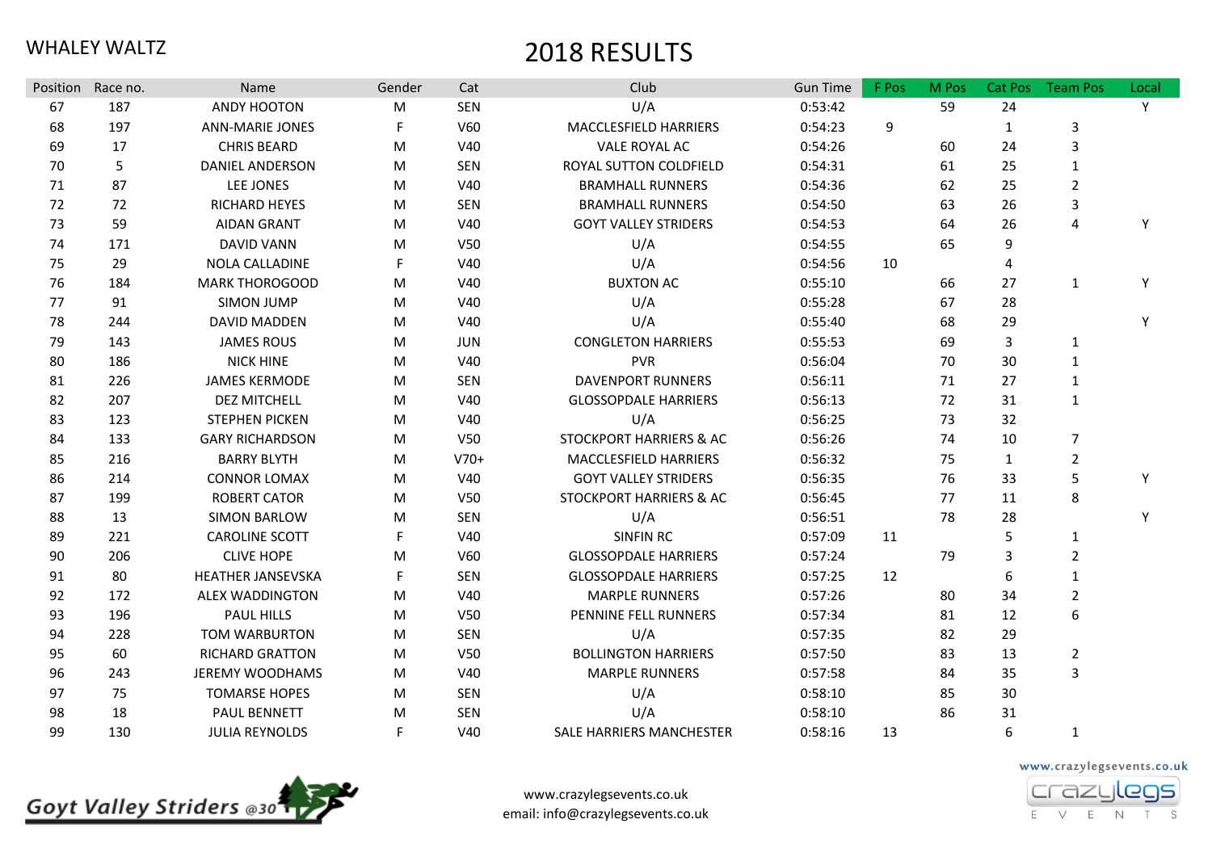WHALEY WALTZ

# 2018 RESULTS

| Position | Race no. | Name | Gender | Cat | Club | Gun Time | F Pos | M Pos | Cat Pos | Team Pos | Local |
|---|---|---|---|---|---|---|---|---|---|---|---|
| 67 | 187 | ANDY HOOTON | M | SEN | U/A | 0:53:42 | | 59 | 24 | | Y |
| 68 | 197 | ANN-MARIE JONES | F | V60 | MACCLESFIELD HARRIERS | 0:54:23 | 9 | | 1 | 3 | |
| 69 | 17 | CHRIS BEARD | M | V40 | VALE ROYAL AC | 0:54:26 | | 60 | 24 | 3 | |
| 70 | 5 | DANIEL ANDERSON | M | SEN | ROYAL SUTTON COLDFIELD | 0:54:31 | | 61 | 25 | 1 | |
| 71 | 87 | LEE JONES | M | V40 | BRAMHALL RUNNERS | 0:54:36 | | 62 | 25 | 2 | |
| 72 | 72 | RICHARD HEYES | M | SEN | BRAMHALL RUNNERS | 0:54:50 | | 63 | 26 | 3 | |
| 73 | 59 | AIDAN GRANT | M | V40 | GOYT VALLEY STRIDERS | 0:54:53 | | 64 | 26 | 4 | Y |
| 74 | 171 | DAVID VANN | M | V50 | U/A | 0:54:55 | | 65 | 9 | | |
| 75 | 29 | NOLA CALLADINE | F | V40 | U/A | 0:54:56 | 10 | | 4 | | |
| 76 | 184 | MARK THOROGOOD | M | V40 | BUXTON AC | 0:55:10 | | 66 | 27 | 1 | Y |
| 77 | 91 | SIMON JUMP | M | V40 | U/A | 0:55:28 | | 67 | 28 | | |
| 78 | 244 | DAVID MADDEN | M | V40 | U/A | 0:55:40 | | 68 | 29 | | Y |
| 79 | 143 | JAMES ROUS | M | JUN | CONGLETON HARRIERS | 0:55:53 | | 69 | 3 | 1 | |
| 80 | 186 | NICK HINE | M | V40 | PVR | 0:56:04 | | 70 | 30 | 1 | |
| 81 | 226 | JAMES KERMODE | M | SEN | DAVENPORT RUNNERS | 0:56:11 | | 71 | 27 | 1 | |
| 82 | 207 | DEZ MITCHELL | M | V40 | GLOSSOPDALE HARRIERS | 0:56:13 | | 72 | 31 | 1 | |
| 83 | 123 | STEPHEN PICKEN | M | V40 | U/A | 0:56:25 | | 73 | 32 | | |
| 84 | 133 | GARY RICHARDSON | M | V50 | STOCKPORT HARRIERS & AC | 0:56:26 | | 74 | 10 | 7 | |
| 85 | 216 | BARRY BLYTH | M | V70+ | MACCLESFIELD HARRIERS | 0:56:32 | | 75 | 1 | 2 | |
| 86 | 214 | CONNOR LOMAX | M | V40 | GOYT VALLEY STRIDERS | 0:56:35 | | 76 | 33 | 5 | Y |
| 87 | 199 | ROBERT CATOR | M | V50 | STOCKPORT HARRIERS & AC | 0:56:45 | | 77 | 11 | 8 | |
| 88 | 13 | SIMON BARLOW | M | SEN | U/A | 0:56:51 | | 78 | 28 | | Y |
| 89 | 221 | CAROLINE SCOTT | F | V40 | SINFIN RC | 0:57:09 | 11 | | 5 | 1 | |
| 90 | 206 | CLIVE HOPE | M | V60 | GLOSSOPDALE HARRIERS | 0:57:24 | | 79 | 3 | 2 | |
| 91 | 80 | HEATHER JANSEVSKA | F | SEN | GLOSSOPDALE HARRIERS | 0:57:25 | 12 | | 6 | 1 | |
| 92 | 172 | ALEX WADDINGTON | M | V40 | MARPLE RUNNERS | 0:57:26 | | 80 | 34 | 2 | |
| 93 | 196 | PAUL HILLS | M | V50 | PENNINE FELL RUNNERS | 0:57:34 | | 81 | 12 | 6 | |
| 94 | 228 | TOM WARBURTON | M | SEN | U/A | 0:57:35 | | 82 | 29 | | |
| 95 | 60 | RICHARD GRATTON | M | V50 | BOLLINGTON HARRIERS | 0:57:50 | | 83 | 13 | 2 | |
| 96 | 243 | JEREMY WOODHAMS | M | V40 | MARPLE RUNNERS | 0:57:58 | | 84 | 35 | 3 | |
| 97 | 75 | TOMARSE HOPES | M | SEN | U/A | 0:58:10 | | 85 | 30 | | |
| 98 | 18 | PAUL BENNETT | M | SEN | U/A | 0:58:10 | | 86 | 31 | | |
| 99 | 130 | JULIA REYNOLDS | F | V40 | SALE HARRIERS MANCHESTER | 0:58:16 | 13 | | 6 | 1 | |

www.crazylegsevents.co.uk
email: info@crazylegsevents.co.uk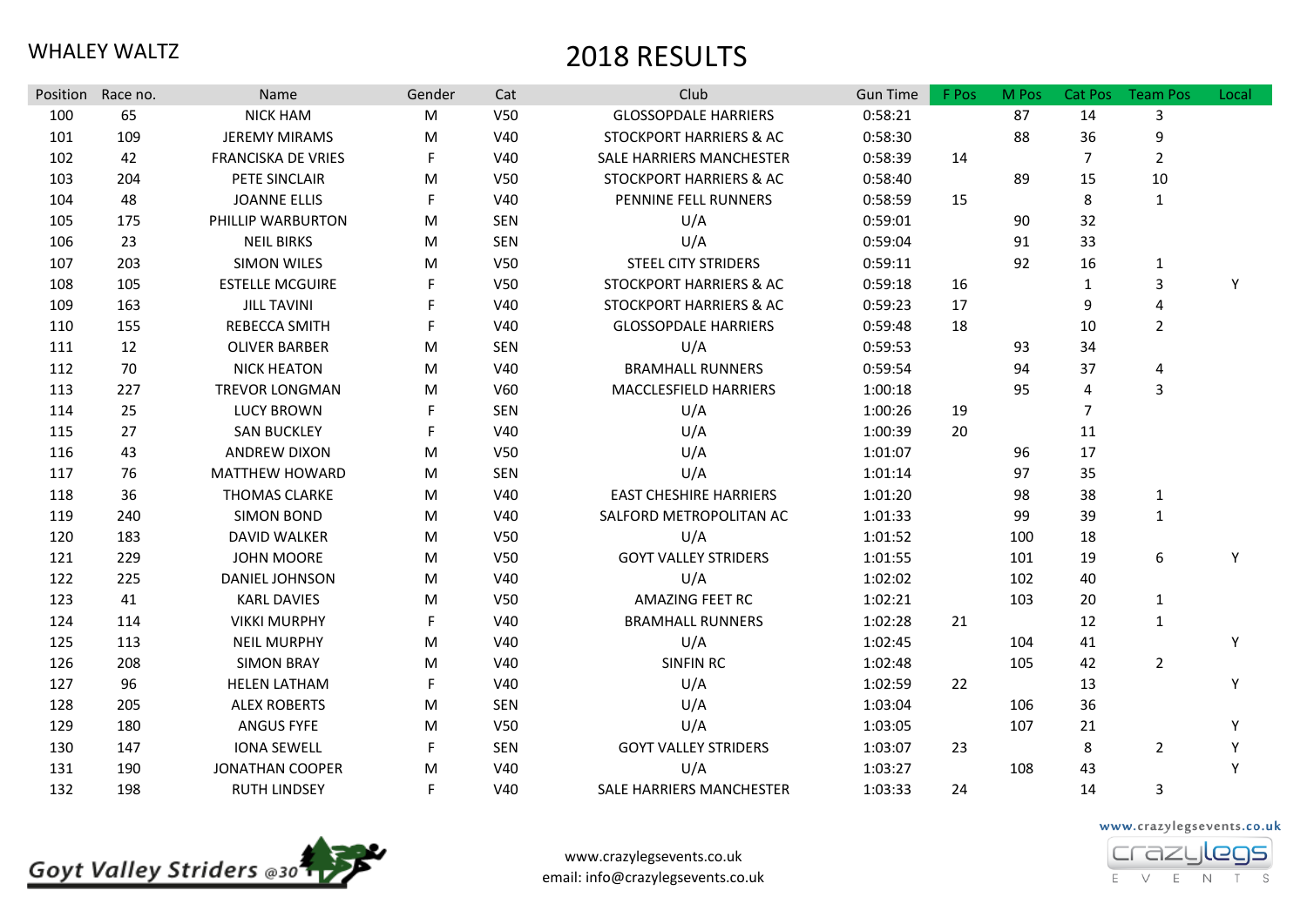WHALEY WALTZ

# 2018 RESULTS

| Position | Race no. | Name | Gender | Cat | Club | Gun Time | F Pos | M Pos | Cat Pos | Team Pos | Local |
|---|---|---|---|---|---|---|---|---|---|---|---|
| 100 | 65 | NICK HAM | M | V50 | GLOSSOPDALE HARRIERS | 0:58:21 | | 87 | 14 | 3 | |
| 101 | 109 | JEREMY MIRAMS | M | V40 | STOCKPORT HARRIERS & AC | 0:58:30 | | 88 | 36 | 9 | |
| 102 | 42 | FRANCISKA DE VRIES | F | V40 | SALE HARRIERS MANCHESTER | 0:58:39 | 14 | | 7 | 2 | |
| 103 | 204 | PETE SINCLAIR | M | V50 | STOCKPORT HARRIERS & AC | 0:58:40 | | 89 | 15 | 10 | |
| 104 | 48 | JOANNE ELLIS | F | V40 | PENNINE FELL RUNNERS | 0:58:59 | 15 | | 8 | 1 | |
| 105 | 175 | PHILLIP WARBURTON | M | SEN | U/A | 0:59:01 | | 90 | 32 | | |
| 106 | 23 | NEIL BIRKS | M | SEN | U/A | 0:59:04 | | 91 | 33 | | |
| 107 | 203 | SIMON WILES | M | V50 | STEEL CITY STRIDERS | 0:59:11 | | 92 | 16 | 1 | |
| 108 | 105 | ESTELLE MCGUIRE | F | V50 | STOCKPORT HARRIERS & AC | 0:59:18 | 16 | | 1 | 3 | Y |
| 109 | 163 | JILL TAVINI | F | V40 | STOCKPORT HARRIERS & AC | 0:59:23 | 17 | | 9 | 4 | |
| 110 | 155 | REBECCA SMITH | F | V40 | GLOSSOPDALE HARRIERS | 0:59:48 | 18 | | 10 | 2 | |
| 111 | 12 | OLIVER BARBER | M | SEN | U/A | 0:59:53 | | 93 | 34 | | |
| 112 | 70 | NICK HEATON | M | V40 | BRAMHALL RUNNERS | 0:59:54 | | 94 | 37 | 4 | |
| 113 | 227 | TREVOR LONGMAN | M | V60 | MACCLESFIELD HARRIERS | 1:00:18 | | 95 | 4 | 3 | |
| 114 | 25 | LUCY BROWN | F | SEN | U/A | 1:00:26 | 19 | | 7 | | |
| 115 | 27 | SAN BUCKLEY | F | V40 | U/A | 1:00:39 | 20 | | 11 | | |
| 116 | 43 | ANDREW DIXON | M | V50 | U/A | 1:01:07 | | 96 | 17 | | |
| 117 | 76 | MATTHEW HOWARD | M | SEN | U/A | 1:01:14 | | 97 | 35 | | |
| 118 | 36 | THOMAS CLARKE | M | V40 | EAST CHESHIRE HARRIERS | 1:01:20 | | 98 | 38 | 1 | |
| 119 | 240 | SIMON BOND | M | V40 | SALFORD METROPOLITAN AC | 1:01:33 | | 99 | 39 | 1 | |
| 120 | 183 | DAVID WALKER | M | V50 | U/A | 1:01:52 | | 100 | 18 | | |
| 121 | 229 | JOHN MOORE | M | V50 | GOYT VALLEY STRIDERS | 1:01:55 | | 101 | 19 | 6 | Y |
| 122 | 225 | DANIEL JOHNSON | M | V40 | U/A | 1:02:02 | | 102 | 40 | | |
| 123 | 41 | KARL DAVIES | M | V50 | AMAZING FEET RC | 1:02:21 | | 103 | 20 | 1 | |
| 124 | 114 | VIKKI MURPHY | F | V40 | BRAMHALL RUNNERS | 1:02:28 | 21 | | 12 | 1 | |
| 125 | 113 | NEIL MURPHY | M | V40 | U/A | 1:02:45 | | 104 | 41 | | Y |
| 126 | 208 | SIMON BRAY | M | V40 | SINFIN RC | 1:02:48 | | 105 | 42 | 2 | |
| 127 | 96 | HELEN LATHAM | F | V40 | U/A | 1:02:59 | 22 | | 13 | | Y |
| 128 | 205 | ALEX ROBERTS | M | SEN | U/A | 1:03:04 | | 106 | 36 | | |
| 129 | 180 | ANGUS FYFE | M | V50 | U/A | 1:03:05 | | 107 | 21 | | Y |
| 130 | 147 | IONA SEWELL | F | SEN | GOYT VALLEY STRIDERS | 1:03:07 | 23 | | 8 | 2 | Y |
| 131 | 190 | JONATHAN COOPER | M | V40 | U/A | 1:03:27 | | 108 | 43 | | Y |
| 132 | 198 | RUTH LINDSEY | F | V40 | SALE HARRIERS MANCHESTER | 1:03:33 | 24 | | 14 | 3 | |

Goyt Valley Striders @30

www.crazylegsevents.co.uk
email: info@crazylegsevents.co.uk

www.crazylegsevents.co.uk
crazylegs EVENTS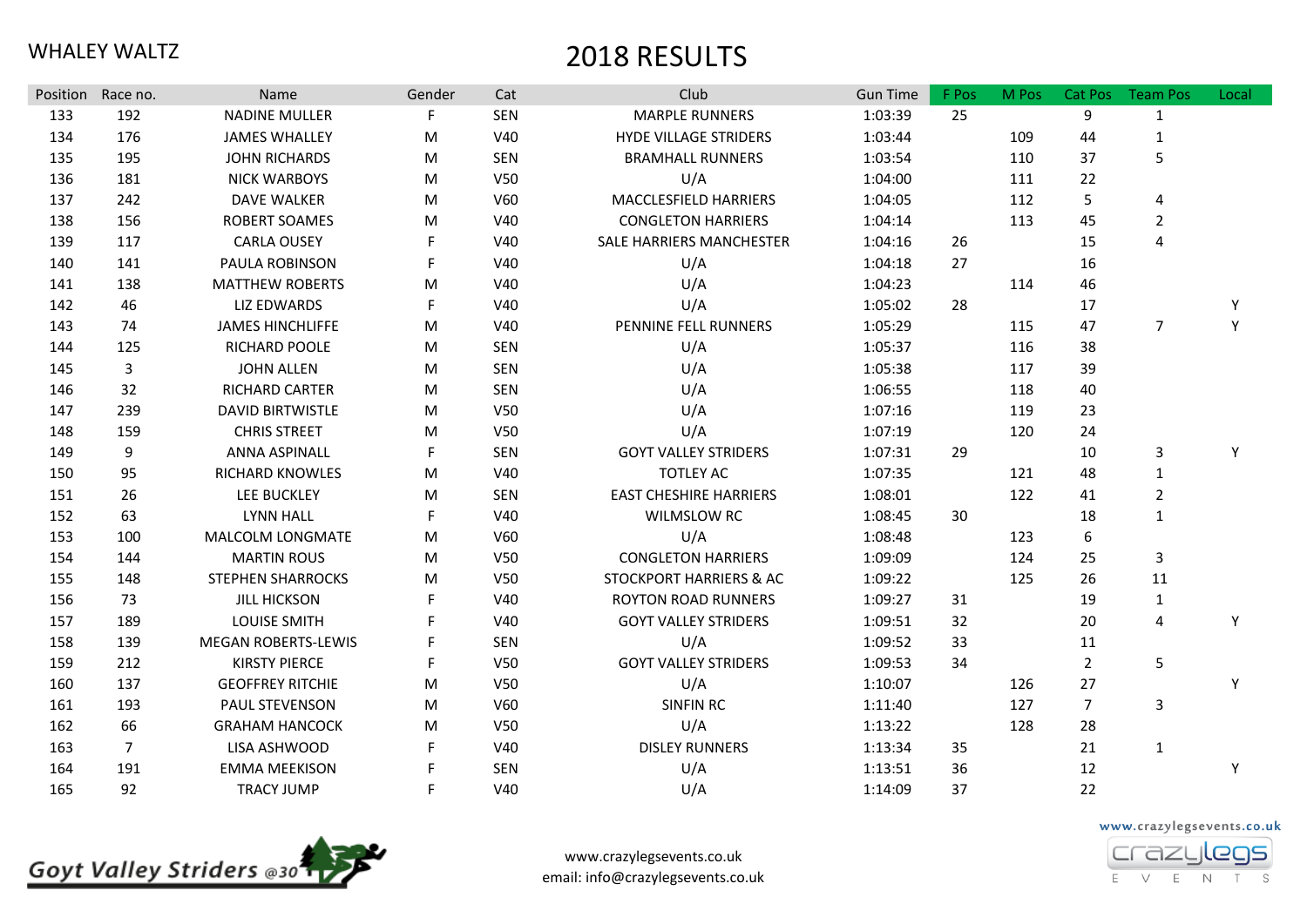WHALEY WALTZ

# 2018 RESULTS

| Position | Race no. | Name | Gender | Cat | Club | Gun Time | F Pos | M Pos | Cat Pos | Team Pos | Local |
|---|---|---|---|---|---|---|---|---|---|---|---|
| 133 | 192 | NADINE MULLER | F | SEN | MARPLE RUNNERS | 1:03:39 | 25 | | 9 | 1 | |
| 134 | 176 | JAMES WHALLEY | M | V40 | HYDE VILLAGE STRIDERS | 1:03:44 | | 109 | 44 | 1 | |
| 135 | 195 | JOHN RICHARDS | M | SEN | BRAMHALL RUNNERS | 1:03:54 | | 110 | 37 | 5 | |
| 136 | 181 | NICK WARBOYS | M | V50 | U/A | 1:04:00 | | 111 | 22 | | |
| 137 | 242 | DAVE WALKER | M | V60 | MACCLESFIELD HARRIERS | 1:04:05 | | 112 | 5 | 4 | |
| 138 | 156 | ROBERT SOAMES | M | V40 | CONGLETON HARRIERS | 1:04:14 | | 113 | 45 | 2 | |
| 139 | 117 | CARLA OUSEY | F | V40 | SALE HARRIERS MANCHESTER | 1:04:16 | 26 | | 15 | 4 | |
| 140 | 141 | PAULA ROBINSON | F | V40 | U/A | 1:04:18 | 27 | | 16 | | |
| 141 | 138 | MATTHEW ROBERTS | M | V40 | U/A | 1:04:23 | | 114 | 46 | | |
| 142 | 46 | LIZ EDWARDS | F | V40 | U/A | 1:05:02 | 28 | | 17 | | Y |
| 143 | 74 | JAMES HINCHLIFFE | M | V40 | PENNINE FELL RUNNERS | 1:05:29 | | 115 | 47 | 7 | Y |
| 144 | 125 | RICHARD POOLE | M | SEN | U/A | 1:05:37 | | 116 | 38 | | |
| 145 | 3 | JOHN ALLEN | M | SEN | U/A | 1:05:38 | | 117 | 39 | | |
| 146 | 32 | RICHARD CARTER | M | SEN | U/A | 1:06:55 | | 118 | 40 | | |
| 147 | 239 | DAVID BIRTWISTLE | M | V50 | U/A | 1:07:16 | | 119 | 23 | | |
| 148 | 159 | CHRIS STREET | M | V50 | U/A | 1:07:19 | | 120 | 24 | | |
| 149 | 9 | ANNA ASPINALL | F | SEN | GOYT VALLEY STRIDERS | 1:07:31 | 29 | | 10 | 3 | Y |
| 150 | 95 | RICHARD KNOWLES | M | V40 | TOTLEY AC | 1:07:35 | | 121 | 48 | 1 | |
| 151 | 26 | LEE BUCKLEY | M | SEN | EAST CHESHIRE HARRIERS | 1:08:01 | | 122 | 41 | 2 | |
| 152 | 63 | LYNN HALL | F | V40 | WILMSLOW RC | 1:08:45 | 30 | | 18 | 1 | |
| 153 | 100 | MALCOLM LONGMATE | M | V60 | U/A | 1:08:48 | | 123 | 6 | | |
| 154 | 144 | MARTIN ROUS | M | V50 | CONGLETON HARRIERS | 1:09:09 | | 124 | 25 | 3 | |
| 155 | 148 | STEPHEN SHARROCKS | M | V50 | STOCKPORT HARRIERS & AC | 1:09:22 | | 125 | 26 | 11 | |
| 156 | 73 | JILL HICKSON | F | V40 | ROYTON ROAD RUNNERS | 1:09:27 | 31 | | 19 | 1 | |
| 157 | 189 | LOUISE SMITH | F | V40 | GOYT VALLEY STRIDERS | 1:09:51 | 32 | | 20 | 4 | Y |
| 158 | 139 | MEGAN ROBERTS-LEWIS | F | SEN | U/A | 1:09:52 | 33 | | 11 | | |
| 159 | 212 | KIRSTY PIERCE | F | V50 | GOYT VALLEY STRIDERS | 1:09:53 | 34 | | 2 | 5 | |
| 160 | 137 | GEOFFREY RITCHIE | M | V50 | U/A | 1:10:07 | | 126 | 27 | | Y |
| 161 | 193 | PAUL STEVENSON | M | V60 | SINFIN RC | 1:11:40 | | 127 | 7 | 3 | |
| 162 | 66 | GRAHAM HANCOCK | M | V50 | U/A | 1:13:22 | | 128 | 28 | | |
| 163 | 7 | LISA ASHWOOD | F | V40 | DISLEY RUNNERS | 1:13:34 | 35 | | 21 | 1 | |
| 164 | 191 | EMMA MEEKISON | F | SEN | U/A | 1:13:51 | 36 | | 12 | | Y |
| 165 | 92 | TRACY JUMP | F | V40 | U/A | 1:14:09 | 37 | | 22 | | |

Goyt Valley Striders @30

www.crazylegsevents.co.uk
email: info@crazylegsevents.co.uk

www.crazylegsevents.co.uk
crazylegs EVENTS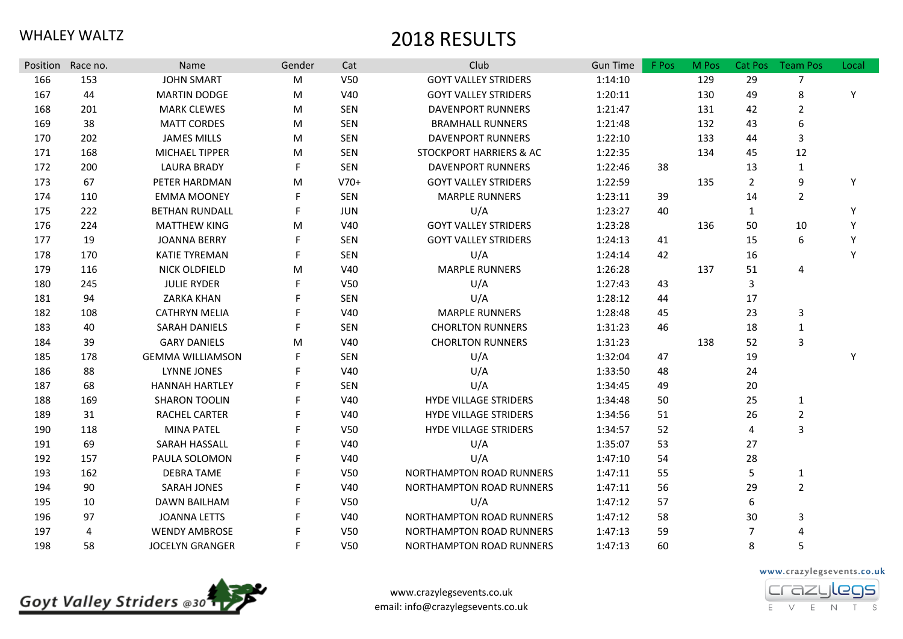WHALEY WALTZ

# 2018 RESULTS

| Position | Race no. | Name | Gender | Cat | Club | Gun Time | F Pos | M Pos | Cat Pos | Team Pos | Local |
|---|---|---|---|---|---|---|---|---|---|---|---|
| 166 | 153 | JOHN SMART | M | V50 | GOYT VALLEY STRIDERS | 1:14:10 | | 129 | 29 | 7 | |
| 167 | 44 | MARTIN DODGE | M | V40 | GOYT VALLEY STRIDERS | 1:20:11 | | 130 | 49 | 8 | Y |
| 168 | 201 | MARK CLEWES | M | SEN | DAVENPORT RUNNERS | 1:21:47 | | 131 | 42 | 2 | |
| 169 | 38 | MATT CORDES | M | SEN | BRAMHALL RUNNERS | 1:21:48 | | 132 | 43 | 6 | |
| 170 | 202 | JAMES MILLS | M | SEN | DAVENPORT RUNNERS | 1:22:10 | | 133 | 44 | 3 | |
| 171 | 168 | MICHAEL TIPPER | M | SEN | STOCKPORT HARRIERS & AC | 1:22:35 | | 134 | 45 | 12 | |
| 172 | 200 | LAURA BRADY | F | SEN | DAVENPORT RUNNERS | 1:22:46 | 38 | | 13 | 1 | |
| 173 | 67 | PETER HARDMAN | M | V70+ | GOYT VALLEY STRIDERS | 1:22:59 | | 135 | 2 | 9 | Y |
| 174 | 110 | EMMA MOONEY | F | SEN | MARPLE RUNNERS | 1:23:11 | 39 | | 14 | 2 | |
| 175 | 222 | BETHAN RUNDALL | F | JUN | U/A | 1:23:27 | 40 | | 1 | | Y |
| 176 | 224 | MATTHEW KING | M | V40 | GOYT VALLEY STRIDERS | 1:23:28 | | 136 | 50 | 10 | Y |
| 177 | 19 | JOANNA BERRY | F | SEN | GOYT VALLEY STRIDERS | 1:24:13 | 41 | | 15 | 6 | Y |
| 178 | 170 | KATIE TYREMAN | F | SEN | U/A | 1:24:14 | 42 | | 16 | | Y |
| 179 | 116 | NICK OLDFIELD | M | V40 | MARPLE RUNNERS | 1:26:28 | | 137 | 51 | 4 | |
| 180 | 245 | JULIE RYDER | F | V50 | U/A | 1:27:43 | 43 | | 3 | | |
| 181 | 94 | ZARKA KHAN | F | SEN | U/A | 1:28:12 | 44 | | 17 | | |
| 182 | 108 | CATHRYN MELIA | F | V40 | MARPLE RUNNERS | 1:28:48 | 45 | | 23 | 3 | |
| 183 | 40 | SARAH DANIELS | F | SEN | CHORLTON RUNNERS | 1:31:23 | 46 | | 18 | 1 | |
| 184 | 39 | GARY DANIELS | M | V40 | CHORLTON RUNNERS | 1:31:23 | | 138 | 52 | 3 | |
| 185 | 178 | GEMMA WILLIAMSON | F | SEN | U/A | 1:32:04 | 47 | | 19 | | Y |
| 186 | 88 | LYNNE JONES | F | V40 | U/A | 1:33:50 | 48 | | 24 | | |
| 187 | 68 | HANNAH HARTLEY | F | SEN | U/A | 1:34:45 | 49 | | 20 | | |
| 188 | 169 | SHARON TOOLIN | F | V40 | HYDE VILLAGE STRIDERS | 1:34:48 | 50 | | 25 | 1 | |
| 189 | 31 | RACHEL CARTER | F | V40 | HYDE VILLAGE STRIDERS | 1:34:56 | 51 | | 26 | 2 | |
| 190 | 118 | MINA PATEL | F | V50 | HYDE VILLAGE STRIDERS | 1:34:57 | 52 | | 4 | 3 | |
| 191 | 69 | SARAH HASSALL | F | V40 | U/A | 1:35:07 | 53 | | 27 | | |
| 192 | 157 | PAULA SOLOMON | F | V40 | U/A | 1:47:10 | 54 | | 28 | | |
| 193 | 162 | DEBRA TAME | F | V50 | NORTHAMPTON ROAD RUNNERS | 1:47:11 | 55 | | 5 | 1 | |
| 194 | 90 | SARAH JONES | F | V40 | NORTHAMPTON ROAD RUNNERS | 1:47:11 | 56 | | 29 | 2 | |
| 195 | 10 | DAWN BAILHAM | F | V50 | U/A | 1:47:12 | 57 | | 6 | | |
| 196 | 97 | JOANNA LETTS | F | V40 | NORTHAMPTON ROAD RUNNERS | 1:47:12 | 58 | | 30 | 3 | |
| 197 | 4 | WENDY AMBROSE | F | V50 | NORTHAMPTON ROAD RUNNERS | 1:47:13 | 59 | | 7 | 4 | |
| 198 | 58 | JOCELYN GRANGER | F | V50 | NORTHAMPTON ROAD RUNNERS | 1:47:13 | 60 | | 8 | 5 | |

Goyt Valley Striders @30

www.crazylegsevents.co.uk
email: info@crazylegsevents.co.uk

www.crazylegsevents.co.uk
crazylegs EVENTS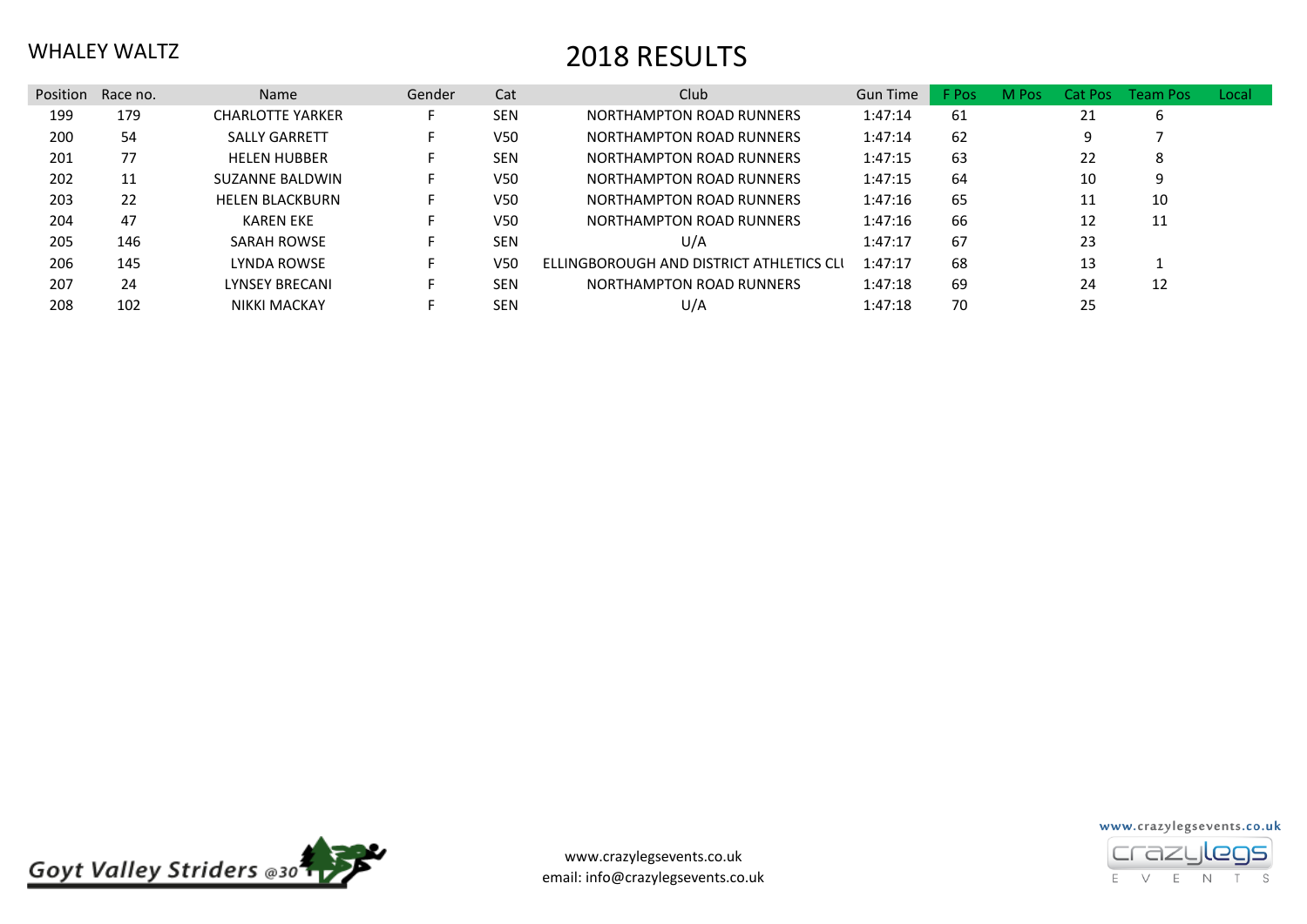WHALEY WALTZ

# 2018 RESULTS

| Position | Race no. | Name | Gender | Cat | Club | Gun Time | F Pos | M Pos | Cat Pos | Team Pos | Local |
|---|---|---|---|---|---|---|---|---|---|---|---|
| 199 | 179 | CHARLOTTE YARKER | F | SEN | NORTHAMPTON ROAD RUNNERS | 1:47:14 | 61 | | 21 | 6 | |
| 200 | 54 | SALLY GARRETT | F | V50 | NORTHAMPTON ROAD RUNNERS | 1:47:14 | 62 | | 9 | 7 | |
| 201 | 77 | HELEN HUBBER | F | SEN | NORTHAMPTON ROAD RUNNERS | 1:47:15 | 63 | | 22 | 8 | |
| 202 | 11 | SUZANNE BALDWIN | F | V50 | NORTHAMPTON ROAD RUNNERS | 1:47:15 | 64 | | 10 | 9 | |
| 203 | 22 | HELEN BLACKBURN | F | V50 | NORTHAMPTON ROAD RUNNERS | 1:47:16 | 65 | | 11 | 10 | |
| 204 | 47 | KAREN EKE | F | V50 | NORTHAMPTON ROAD RUNNERS | 1:47:16 | 66 | | 12 | 11 | |
| 205 | 146 | SARAH ROWSE | F | SEN | U/A | 1:47:17 | 67 | | 23 | | |
| 206 | 145 | LYNDA ROWSE | F | V50 | ELLINGBOROUGH AND DISTRICT ATHLETICS CLU | 1:47:17 | 68 | | 13 | 1 | |
| 207 | 24 | LYNSEY BRECANI | F | SEN | NORTHAMPTON ROAD RUNNERS | 1:47:18 | 69 | | 24 | 12 | |
| 208 | 102 | NIKKI MACKAY | F | SEN | U/A | 1:47:18 | 70 | | 25 | | |

Goyt Valley Striders @30

www.crazylegsevents.co.uk
email: info@crazylegsevents.co.uk

www.crazylegsevents.co.uk
crazylegs
EVENTS